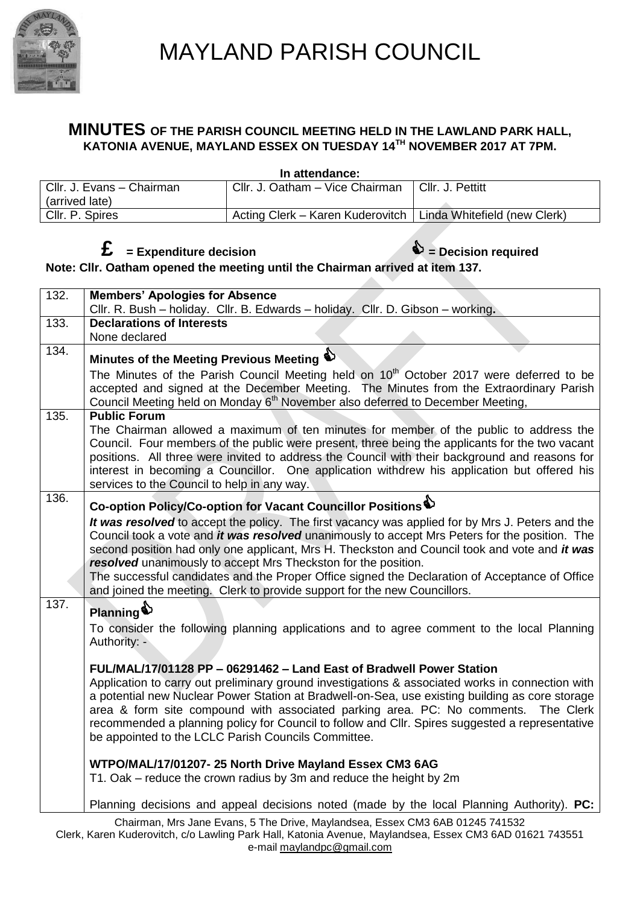# MAYLAND PARISH COUNCIL

## MINUTES OF THE PARISH COUNCIL MEETING HELD IN THE LAWLAND PARK HALL, KATONIA AVENUE, MAYLAND ESSEX ON TUESDAY 14TH NOVEMBER 2017 AT 7PM.

**In attendance:**

| | | |
|---|---|---|
| Cllr. J. Evans – Chairman (arrived late) | Cllr. J. Oatham – Vice Chairman | Cllr. J. Pettitt |
| Cllr. P. Spires | Acting Clerk – Karen Kuderovitch | Linda Whitefield (new Clerk) |

**£ = Expenditure decision** **= Decision required**

**Note: Cllr. Oatham opened the meeting until the Chairman arrived at item 137.**

| | |
|---|---|
| 132. | **Members' Apologies for Absence**<br>Cllr. R. Bush – holiday. Cllr. B. Edwards – holiday. Cllr. D. Gibson – working. |
| 133. | **Declarations of Interests**<br>None declared |
| 134. | **Minutes of the Meeting Previous Meeting**<br>The Minutes of the Parish Council Meeting held on 10th October 2017 were deferred to be accepted and signed at the December Meeting. The Minutes from the Extraordinary Parish Council Meeting held on Monday 6th November also deferred to December Meeting, |
| 135. | **Public Forum**<br>The Chairman allowed a maximum of ten minutes for member of the public to address the Council. Four members of the public were present, three being the applicants for the two vacant positions. All three were invited to address the Council with their background and reasons for interest in becoming a Councillor. One application withdrew his application but offered his services to the Council to help in any way. |
| 136. | **Co-option Policy/Co-option for Vacant Councillor Positions**<br>***It was resolved*** to accept the policy. The first vacancy was applied for by Mrs J. Peters and the Council took a vote and ***it was resolved*** unanimously to accept Mrs Peters for the position. The second position had only one applicant, Mrs H. Theckston and Council took and vote and ***it was resolved*** unanimously to accept Mrs Theckston for the position.<br>The successful candidates and the Proper Office signed the Declaration of Acceptance of Office and joined the meeting. Clerk to provide support for the new Councillors. |
| 137. | **Planning**<br>To consider the following planning applications and to agree comment to the local Planning Authority: -<br><br>**FUL/MAL/17/01128 PP – 06291462 – Land East of Bradwell Power Station**<br>Application to carry out preliminary ground investigations & associated works in connection with a potential new Nuclear Power Station at Bradwell-on-Sea, use existing building as core storage area & form site compound with associated parking area. PC: No comments. The Clerk recommended a planning policy for Council to follow and Cllr. Spires suggested a representative be appointed to the LCLC Parish Councils Committee.<br><br>**WTPO/MAL/17/01207- 25 North Drive Mayland Essex CM3 6AG**<br>T1. Oak – reduce the crown radius by 3m and reduce the height by 2m<br><br>Planning decisions and appeal decisions noted (made by the local Planning Authority). **PC:** |

Chairman, Mrs Jane Evans, 5 The Drive, Maylandsea, Essex CM3 6AB 01245 741532
Clerk, Karen Kuderovitch, c/o Lawling Park Hall, Katonia Avenue, Maylandsea, Essex CM3 6AD 01621 743551
e-mail maylandpc@gmail.com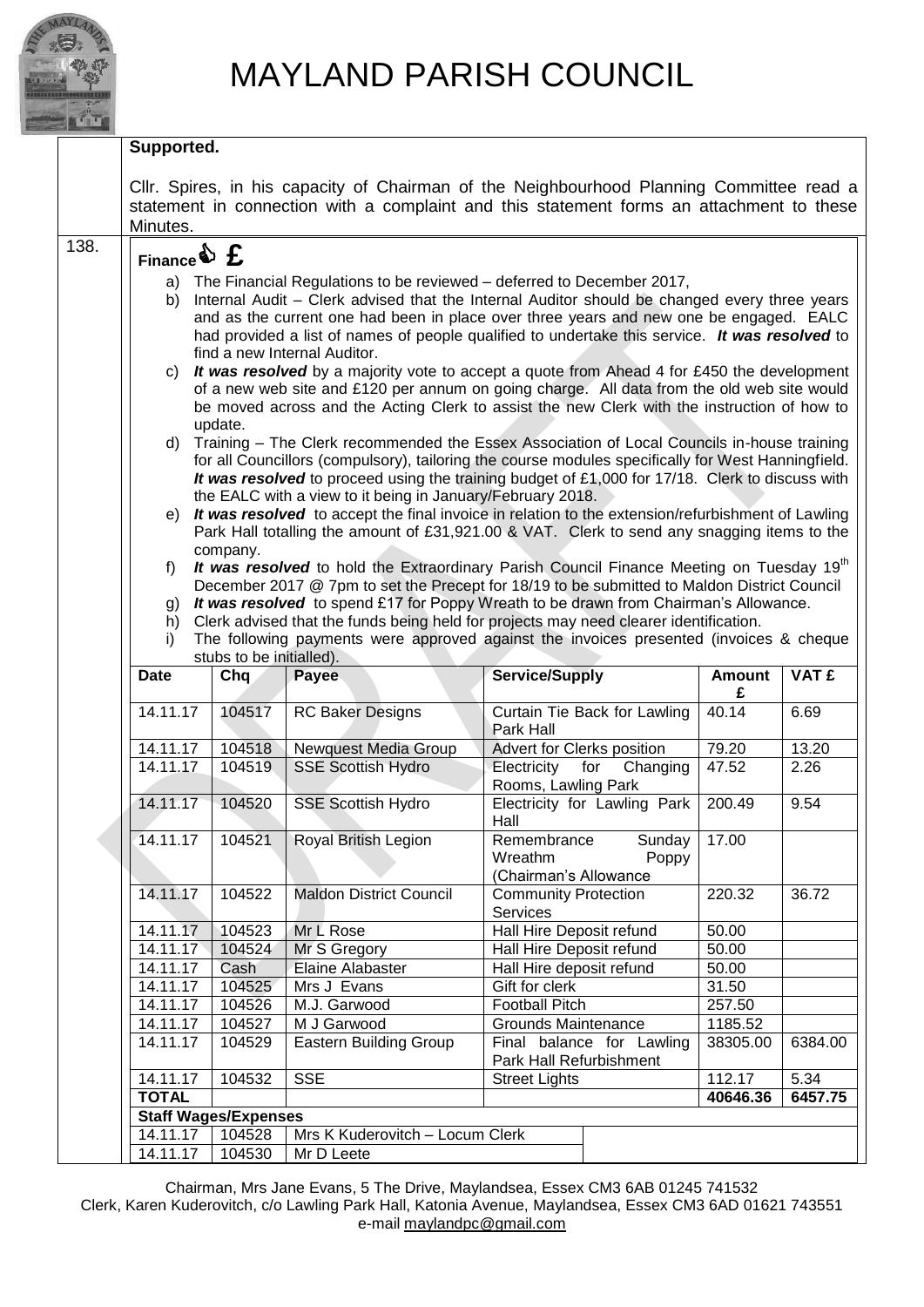# MAYLAND PARISH COUNCIL

**Supported.**

Cllr. Spires, in his capacity of Chairman of the Neighbourhood Planning Committee read a statement in connection with a complaint and this statement forms an attachment to these Minutes.

138. **Finance £**

a) The Financial Regulations to be reviewed – deferred to December 2017,

b) Internal Audit – Clerk advised that the Internal Auditor should be changed every three years and as the current one had been in place over three years and new one be engaged. EALC had provided a list of names of people qualified to undertake this service. ***It was resolved*** to find a new Internal Auditor.

c) ***It was resolved*** by a majority vote to accept a quote from Ahead 4 for £450 the development of a new web site and £120 per annum on going charge. All data from the old web site would be moved across and the Acting Clerk to assist the new Clerk with the instruction of how to update.

d) Training – The Clerk recommended the Essex Association of Local Councils in-house training for all Councillors (compulsory), tailoring the course modules specifically for West Hanningfield. ***It was resolved*** to proceed using the training budget of £1,000 for 17/18. Clerk to discuss with the EALC with a view to it being in January/February 2018.

e) ***It was resolved*** to accept the final invoice in relation to the extension/refurbishment of Lawling Park Hall totalling the amount of £31,921.00 & VAT. Clerk to send any snagging items to the company.

f) ***It was resolved*** to hold the Extraordinary Parish Council Finance Meeting on Tuesday 19th December 2017 @ 7pm to set the Precept for 18/19 to be submitted to Maldon District Council

g) ***It was resolved*** to spend £17 for Poppy Wreath to be drawn from Chairman's Allowance.

h) Clerk advised that the funds being held for projects may need clearer identification.

i) The following payments were approved against the invoices presented (invoices & cheque stubs to be initialled).

| Date | Chq | Payee | Service/Supply | Amount £ | VAT £ |
|---|---|---|---|---|---|
| 14.11.17 | 104517 | RC Baker Designs | Curtain Tie Back for Lawling Park Hall | 40.14 | 6.69 |
| 14.11.17 | 104518 | Newquest Media Group | Advert for Clerks position | 79.20 | 13.20 |
| 14.11.17 | 104519 | SSE Scottish Hydro | Electricity for Changing Rooms, Lawling Park | 47.52 | 2.26 |
| 14.11.17 | 104520 | SSE Scottish Hydro | Electricity for Lawling Park Hall | 200.49 | 9.54 |
| 14.11.17 | 104521 | Royal British Legion | Remembrance Sunday Wreathm Poppy (Chairman's Allowance | 17.00 | |
| 14.11.17 | 104522 | Maldon District Council | Community Protection Services | 220.32 | 36.72 |
| 14.11.17 | 104523 | Mr L Rose | Hall Hire Deposit refund | 50.00 | |
| 14.11.17 | 104524 | Mr S Gregory | Hall Hire Deposit refund | 50.00 | |
| 14.11.17 | Cash | Elaine Alabaster | Hall Hire deposit refund | 50.00 | |
| 14.11.17 | 104525 | Mrs J Evans | Gift for clerk | 31.50 | |
| 14.11.17 | 104526 | M.J. Garwood | Football Pitch | 257.50 | |
| 14.11.17 | 104527 | M J Garwood | Grounds Maintenance | 1185.52 | |
| 14.11.17 | 104529 | Eastern Building Group | Final balance for Lawling Park Hall Refurbishment | 38305.00 | 6384.00 |
| 14.11.17 | 104532 | SSE | Street Lights | 112.17 | 5.34 |
| **TOTAL** | | | | **40646.36** | **6457.75** |
| **Staff Wages/Expenses** | | | | | |
| 14.11.17 | 104528 | Mrs K Kuderovitch – Locum Clerk | | | |
| 14.11.17 | 104530 | Mr D Leete | | | |

Chairman, Mrs Jane Evans, 5 The Drive, Maylandsea, Essex CM3 6AB 01245 741532
Clerk, Karen Kuderovitch, c/o Lawling Park Hall, Katonia Avenue, Maylandsea, Essex CM3 6AD 01621 743551
e-mail maylandpc@gmail.com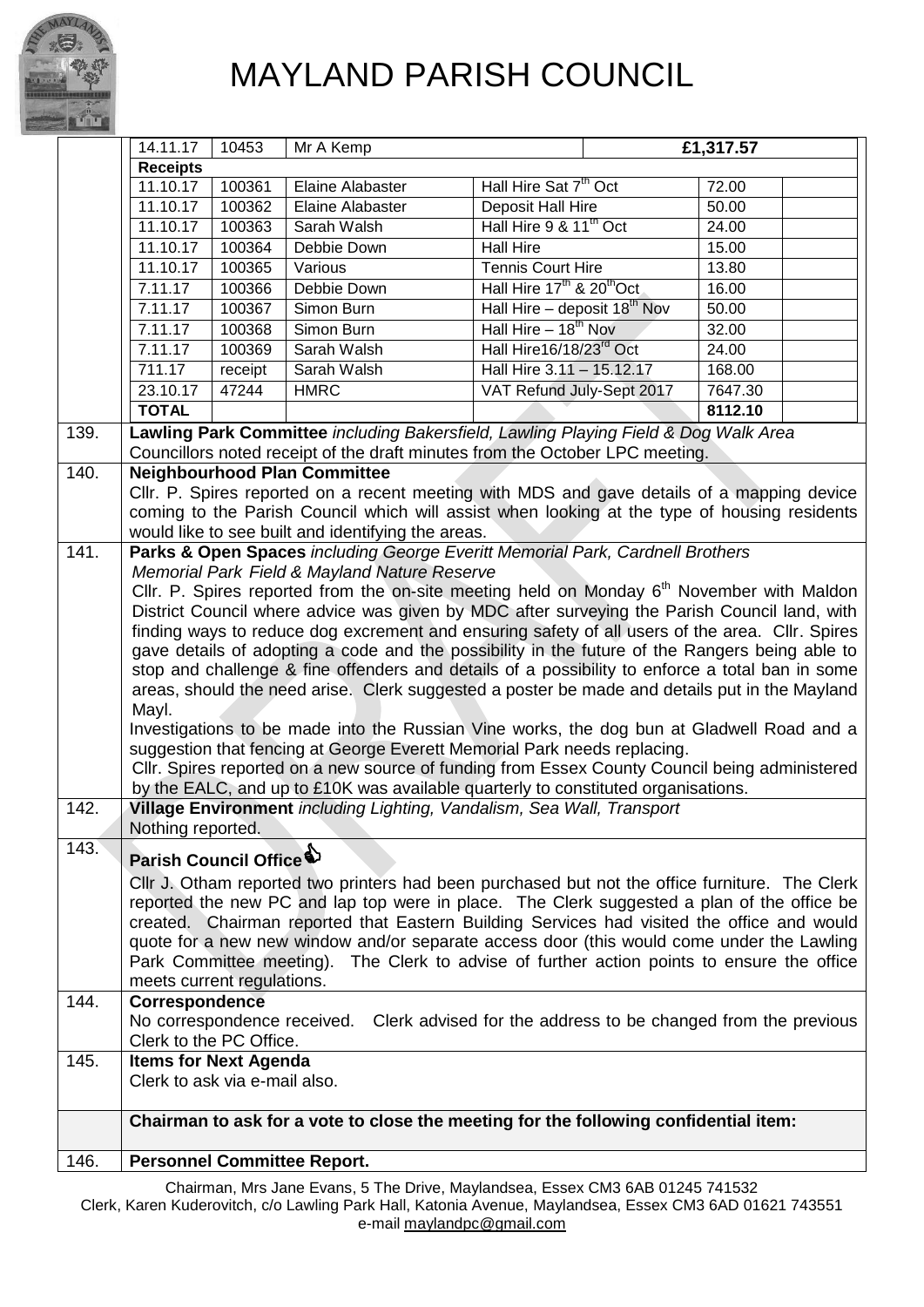# MAYLAND PARISH COUNCIL

| | | | | | | |
|---|---|---|---|---|---|---|
| | 14.11.17 | 10453 | Mr A Kemp | | £1,317.57 | |
| | **Receipts** | | | | | |
| | 11.10.17 | 100361 | Elaine Alabaster | Hall Hire Sat 7th Oct | 72.00 | |
| | 11.10.17 | 100362 | Elaine Alabaster | Deposit Hall Hire | 50.00 | |
| | 11.10.17 | 100363 | Sarah Walsh | Hall Hire 9 & 11th Oct | 24.00 | |
| | 11.10.17 | 100364 | Debbie Down | Hall Hire | 15.00 | |
| | 11.10.17 | 100365 | Various | Tennis Court Hire | 13.80 | |
| | 7.11.17 | 100366 | Debbie Down | Hall Hire 17th & 20th Oct | 16.00 | |
| | 7.11.17 | 100367 | Simon Burn | Hall Hire – deposit 18th Nov | 50.00 | |
| | 7.11.17 | 100368 | Simon Burn | Hall Hire – 18th Nov | 32.00 | |
| | 7.11.17 | 100369 | Sarah Walsh | Hall Hire16/18/23rd Oct | 24.00 | |
| | 711.17 | receipt | Sarah Walsh | Hall Hire 3.11 – 15.12.17 | 168.00 | |
| | 23.10.17 | 47244 | HMRC | VAT Refund July-Sept 2017 | 7647.30 | |
| | **TOTAL** | | | | **8112.10** | |

**139. Lawling Park Committee** *including Bakersfield, Lawling Playing Field & Dog Walk Area*

Councillors noted receipt of the draft minutes from the October LPC meeting.

**140. Neighbourhood Plan Committee**

Cllr. P. Spires reported on a recent meeting with MDS and gave details of a mapping device coming to the Parish Council which will assist when looking at the type of housing residents would like to see built and identifying the areas.

**141. Parks & Open Spaces** *including George Everitt Memorial Park, Cardnell Brothers Memorial Park Field & Mayland Nature Reserve*

Cllr. P. Spires reported from the on-site meeting held on Monday 6th November with Maldon District Council where advice was given by MDC after surveying the Parish Council land, with finding ways to reduce dog excrement and ensuring safety of all users of the area. Cllr. Spires gave details of adopting a code and the possibility in the future of the Rangers being able to stop and challenge & fine offenders and details of a possibility to enforce a total ban in some areas, should the need arise. Clerk suggested a poster be made and details put in the Mayland Mayl.

Investigations to be made into the Russian Vine works, the dog bun at Gladwell Road and a suggestion that fencing at George Everett Memorial Park needs replacing.

Cllr. Spires reported on a new source of funding from Essex County Council being administered by the EALC, and up to £10K was available quarterly to constituted organisations.

**142. Village Environment** *including Lighting, Vandalism, Sea Wall, Transport*

Nothing reported.

**143. Parish Council Office**

Cllr J. Otham reported two printers had been purchased but not the office furniture. The Clerk reported the new PC and lap top were in place. The Clerk suggested a plan of the office be created. Chairman reported that Eastern Building Services had visited the office and would quote for a new new window and/or separate access door (this would come under the Lawling Park Committee meeting). The Clerk to advise of further action points to ensure the office meets current regulations.

**144. Correspondence**

No correspondence received. Clerk advised for the address to be changed from the previous Clerk to the PC Office.

**145. Items for Next Agenda**

Clerk to ask via e-mail also.

**Chairman to ask for a vote to close the meeting for the following confidential item:**

**146. Personnel Committee Report.**

Chairman, Mrs Jane Evans, 5 The Drive, Maylandsea, Essex CM3 6AB 01245 741532
Clerk, Karen Kuderovitch, c/o Lawling Park Hall, Katonia Avenue, Maylandsea, Essex CM3 6AD 01621 743551
e-mail maylandpc@gmail.com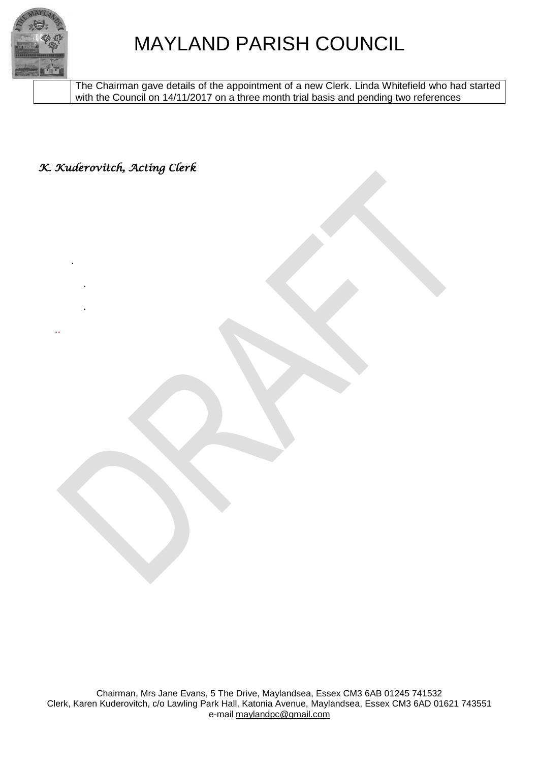| | |
|---|---|
| | The Chairman gave details of the appointment of a new Clerk. Linda Whitefield who had started with the Council on 14/11/2017 on a three month trial basis and pending two references |

*K. Kuderovitch, Acting Clerk*

DRAFT